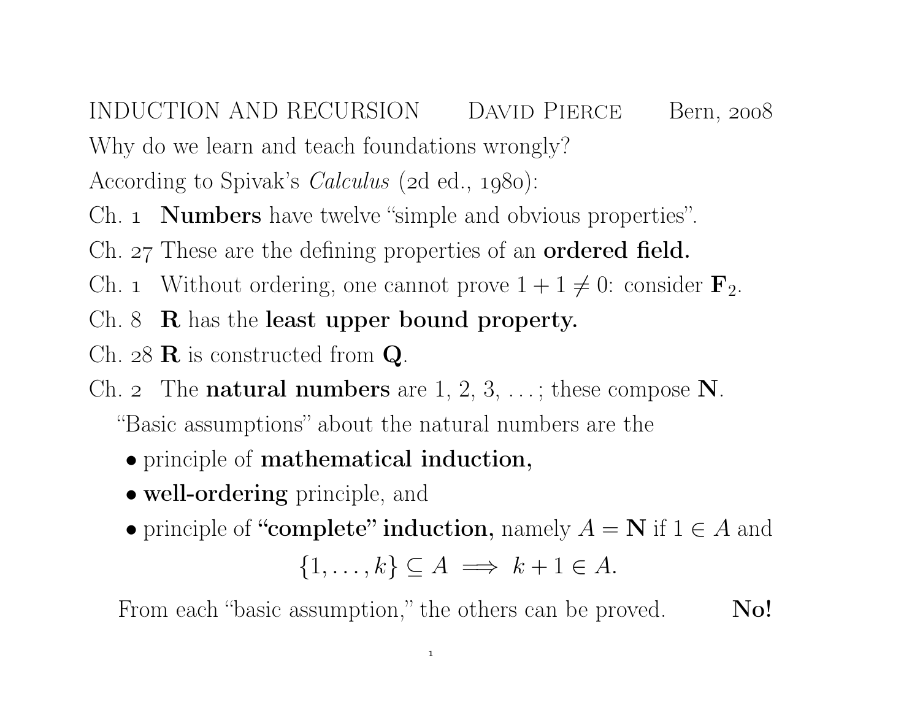INDUCTION AND RECURSION    David Pierce    Bern, 2008

Why do we learn and teach foundations wrongly?

According to Spivak's *Calculus* (2d ed., 1980):

Ch. 1 **Numbers** have twelve "simple and obvious properties".

Ch. 27 These are the defining properties of an **ordered field.**

Ch. 1 Without ordering, one cannot prove $1 + 1 \neq 0$: consider $\mathbf{F}_2$.

Ch. 8 $\mathbf{R}$ has the **least upper bound property.**

Ch. 28 $\mathbf{R}$ is constructed from $\mathbf{Q}$.

Ch. 2 The **natural numbers** are 1, 2, 3, ...; these compose $\mathbf{N}$.

"Basic assumptions" about the natural numbers are the

- principle of **mathematical induction,**
- **well-ordering** principle, and
- principle of **"complete" induction,** namely $A = \mathbf{N}$ if $1 \in A$ and

$$\{1, \dots, k\} \subseteq A \implies k + 1 \in A.$$

From each "basic assumption," the others can be proved.    **No!**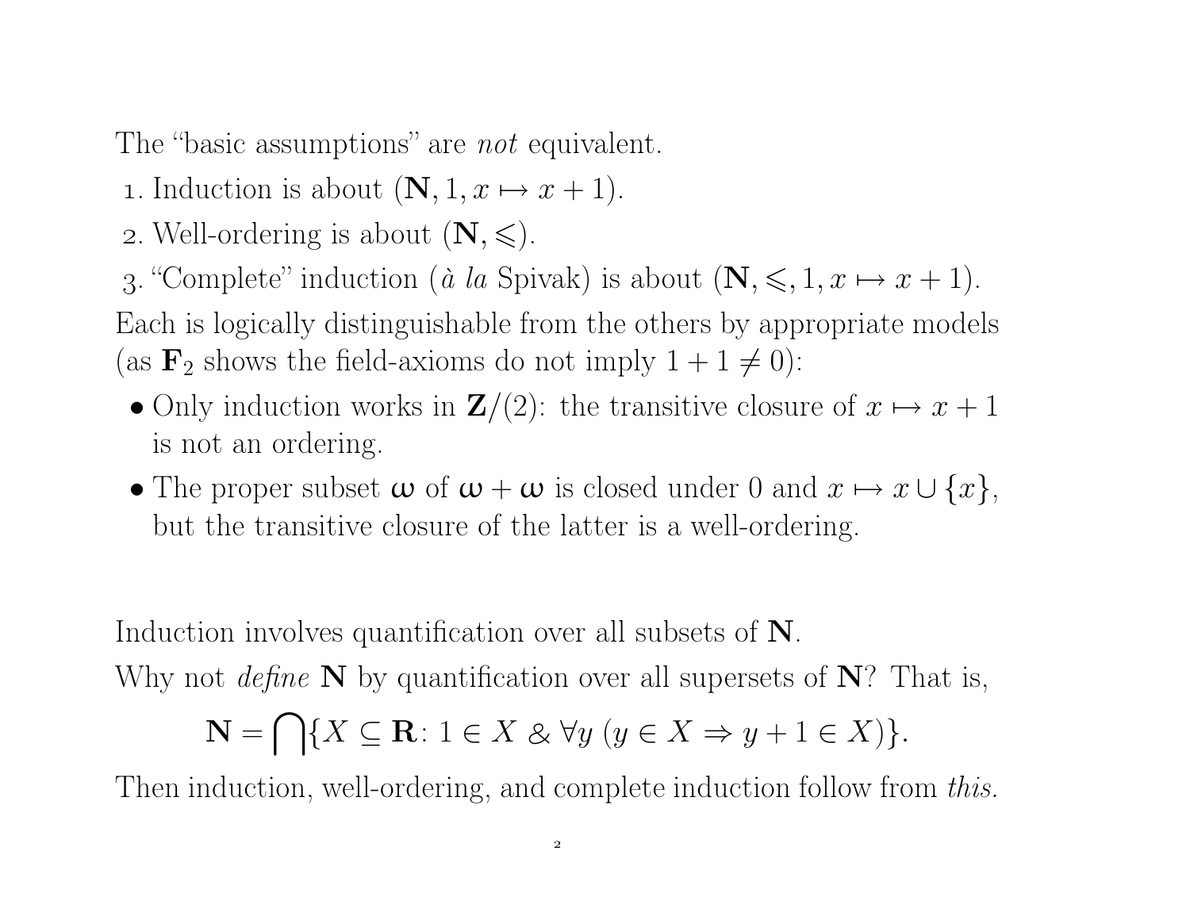The "basic assumptions" are *not* equivalent.

1. Induction is about $(\mathbf{N}, 1, x \mapsto x+1)$.
2. Well-ordering is about $(\mathbf{N}, \leqslant)$.
3. "Complete" induction (*à la* Spivak) is about $(\mathbf{N}, \leqslant, 1, x \mapsto x+1)$.

Each is logically distinguishable from the others by appropriate models (as $\mathbf{F}_2$ shows the field-axioms do not imply $1+1 \neq 0$):

- Only induction works in $\mathbf{Z}/(2)$: the transitive closure of $x \mapsto x+1$ is not an ordering.
- The proper subset $\omega$ of $\omega + \omega$ is closed under $0$ and $x \mapsto x \cup \{x\}$, but the transitive closure of the latter is a well-ordering.

Induction involves quantification over all subsets of $\mathbf{N}$.

Why not *define* $\mathbf{N}$ by quantification over all supersets of $\mathbf{N}$? That is,

$$\mathbf{N} = \bigcap \{X \subseteq \mathbf{R} \colon 1 \in X \;\&\; \forall y \; (y \in X \Rightarrow y+1 \in X)\}.$$

Then induction, well-ordering, and complete induction follow from *this.*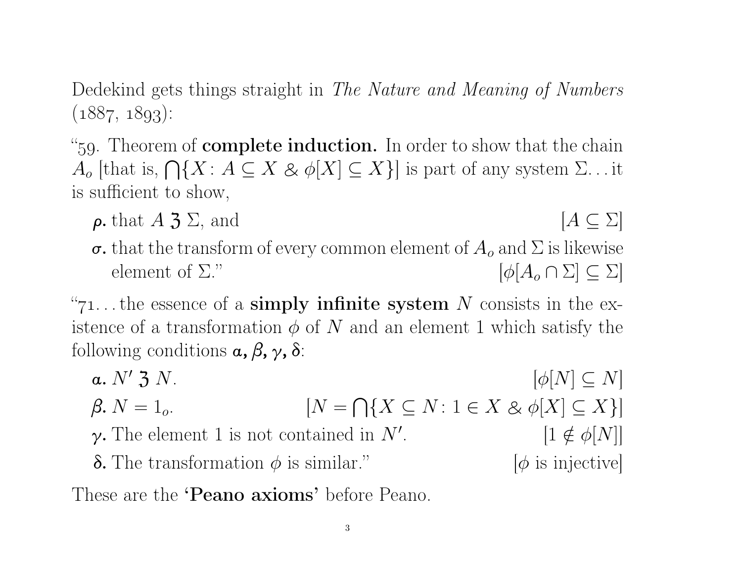Dedekind gets things straight in *The Nature and Meaning of Numbers* (1887, 1893):

"59. Theorem of **complete induction.** In order to show that the chain $A_o$ [that is, $\bigcap\{X\colon A \subseteq X \;\&\; \phi[X] \subseteq X\}$] is part of any system $\Sigma$... it is sufficient to show,

- **ρ.** that $A \mathfrak{Z} \Sigma$, and $[A \subseteq \Sigma]$
- **σ.** that the transform of every common element of $A_o$ and $\Sigma$ is likewise element of $\Sigma$." $[\phi[A_o \cap \Sigma] \subseteq \Sigma]$

"71... the essence of a **simply infinite system** $N$ consists in the existence of a transformation $\phi$ of $N$ and an element 1 which satisfy the following conditions **α, β, γ, δ**:

- **α.** $N' \mathfrak{Z} N$. $[\phi[N] \subseteq N]$
- **β.** $N = 1_o$. $[N = \bigcap\{X \subseteq N\colon 1 \in X \;\&\; \phi[X] \subseteq X\}]$
- **γ.** The element 1 is not contained in $N'$. $[1 \notin \phi[N]]$
- **δ.** The transformation $\phi$ is similar." [$\phi$ is injective]

These are the **'Peano axioms'** before Peano.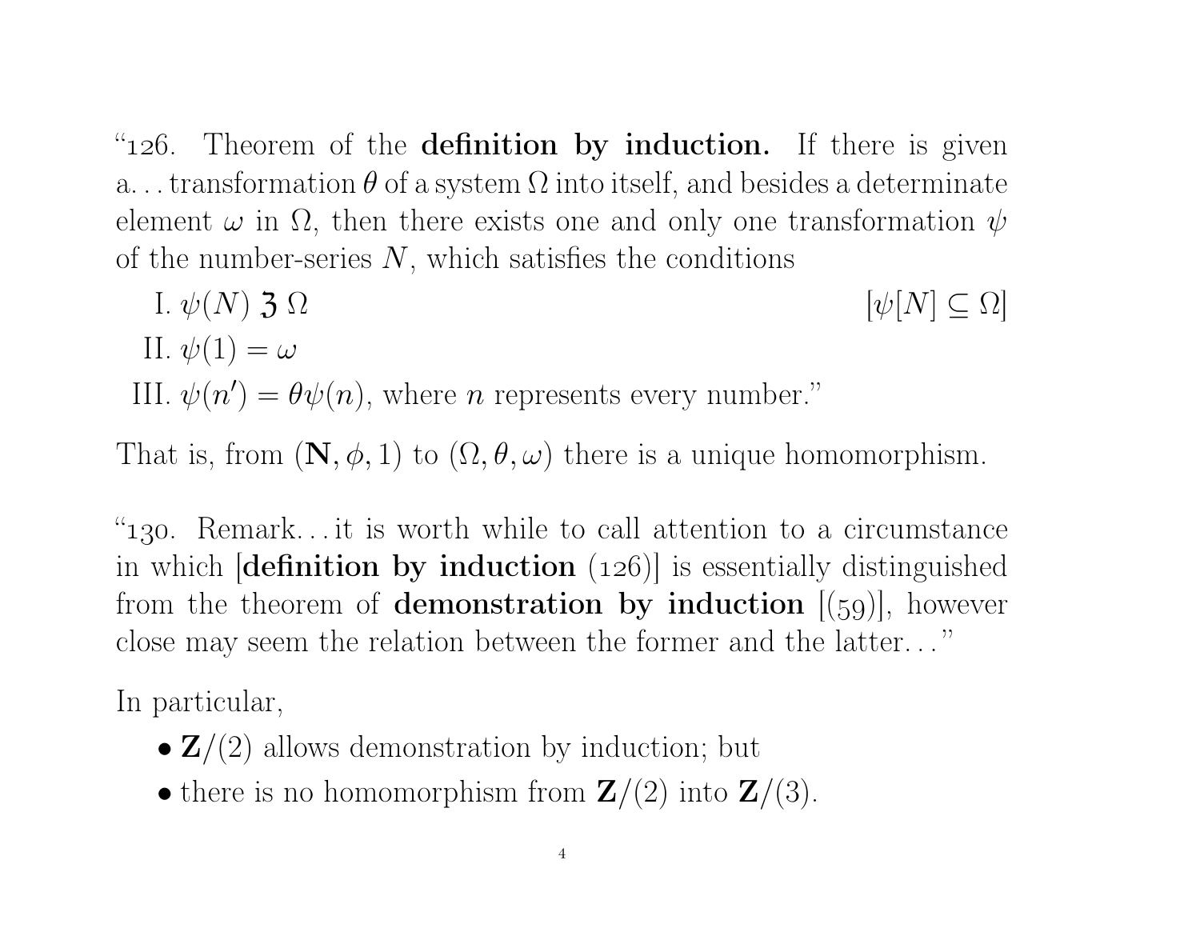"126. Theorem of the **definition by induction.** If there is given a. . . transformation $\theta$ of a system $\Omega$ into itself, and besides a determinate element $\omega$ in $\Omega$, then there exists one and only one transformation $\psi$ of the number-series $N$, which satisfies the conditions

I. $\psi(N)\ \mathfrak{Z}\ \Omega$ $[\psi[N] \subseteq \Omega]$

II. $\psi(1) = \omega$

III. $\psi(n') = \theta\psi(n)$, where $n$ represents every number."

That is, from $(\mathbf{N}, \phi, 1)$ to $(\Omega, \theta, \omega)$ there is a unique homomorphism.

"130. Remark. . . it is worth while to call attention to a circumstance in which [**definition by induction** (126)] is essentially distinguished from the theorem of **demonstration by induction** [(59)], however close may seem the relation between the former and the latter. . ."

In particular,

- $\mathbf{Z}/(2)$ allows demonstration by induction; but
- there is no homomorphism from $\mathbf{Z}/(2)$ into $\mathbf{Z}/(3)$.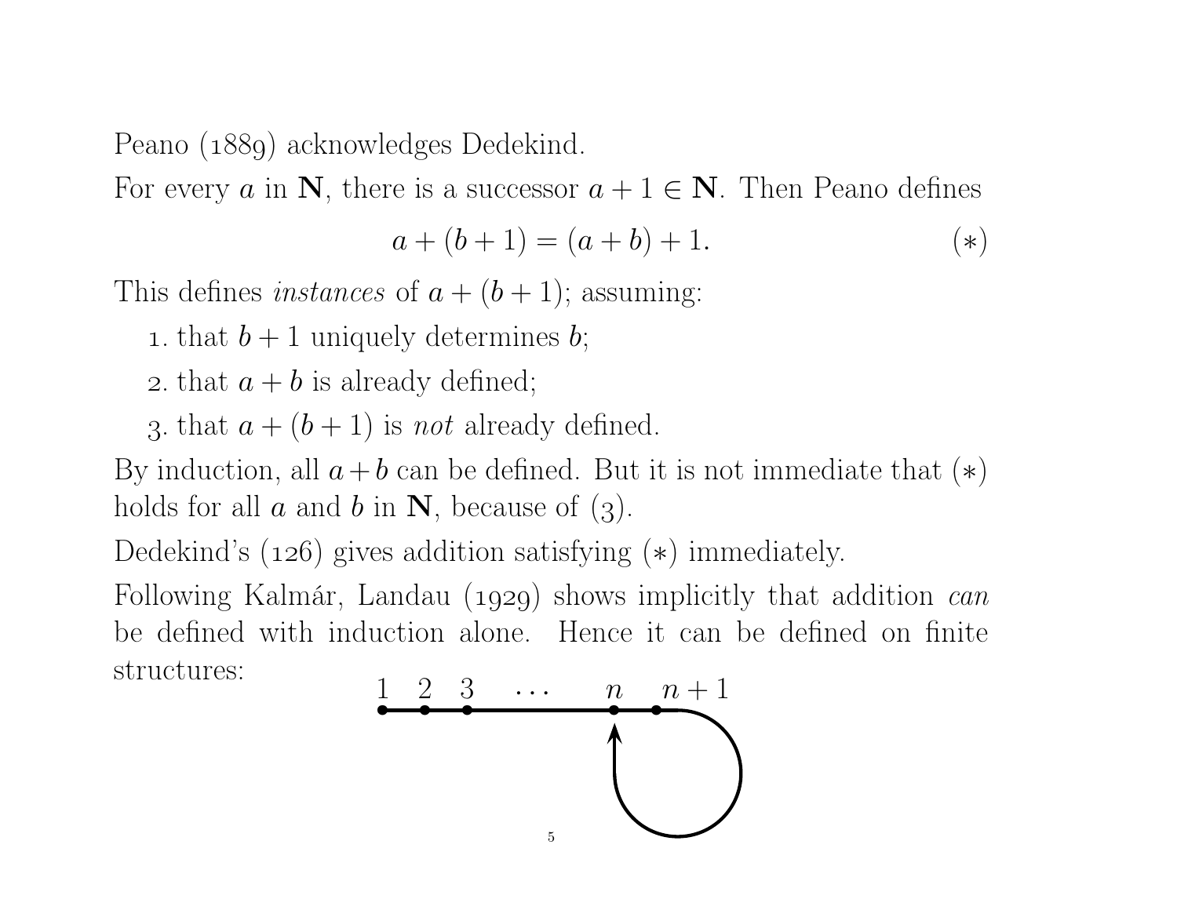Peano (1889) acknowledges Dedekind.

For every $a$ in $\mathbf{N}$, there is a successor $a+1 \in \mathbf{N}$. Then Peano defines

$$a + (b + 1) = (a + b) + 1. \qquad (*)$$

This defines *instances* of $a + (b + 1)$; assuming:

1. that $b + 1$ uniquely determines $b$;
2. that $a + b$ is already defined;
3. that $a + (b + 1)$ is *not* already defined.

By induction, all $a + b$ can be defined. But it is not immediate that $(*)$ holds for all $a$ and $b$ in $\mathbf{N}$, because of (3).

Dedekind's (126) gives addition satisfying $(*)$ immediately.

Following Kalmár, Landau (1929) shows implicitly that addition *can* be defined with induction alone. Hence it can be defined on finite structures:

1 2 3 $\cdots$ $n$ $n+1$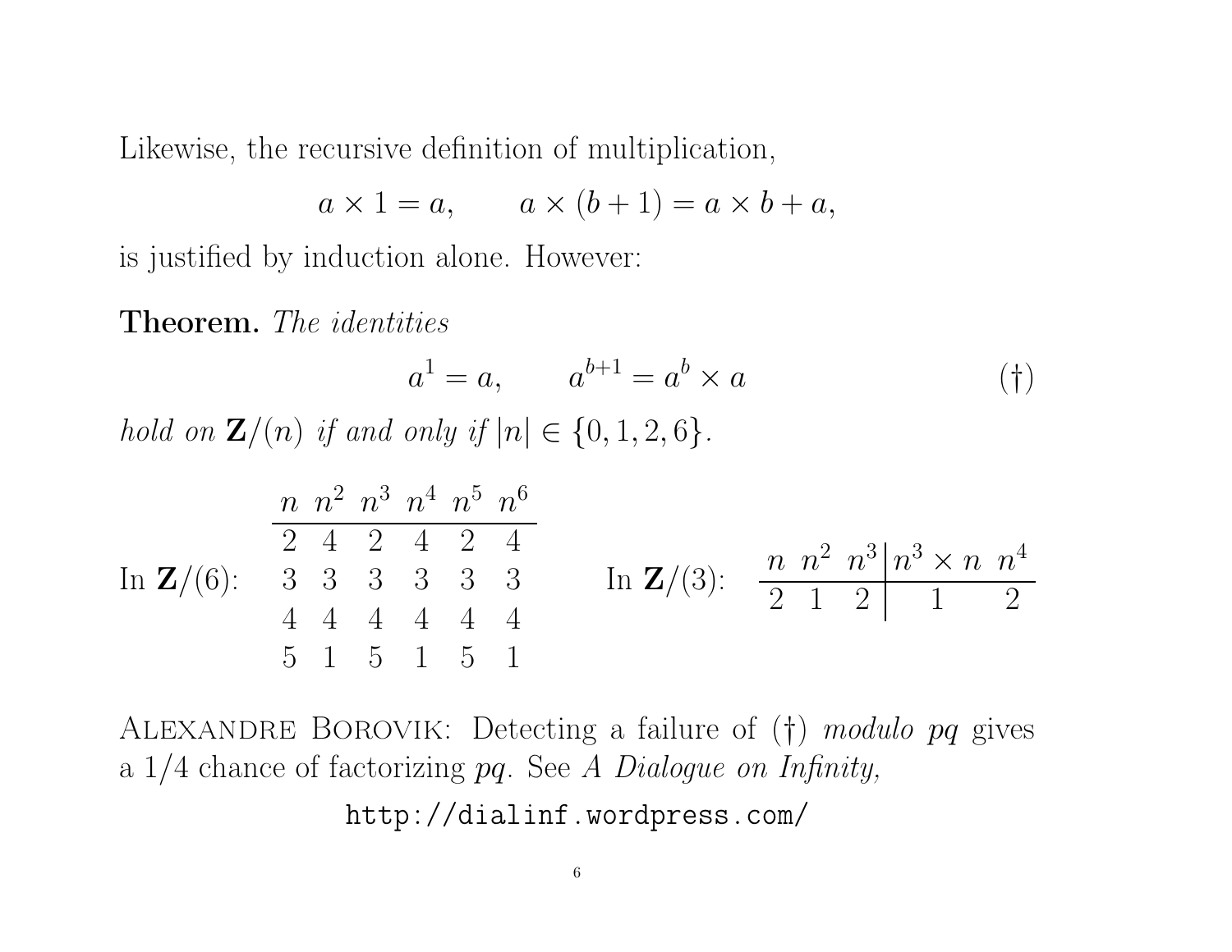Likewise, the recursive definition of multiplication,

$$a \times 1 = a, \qquad a \times (b+1) = a \times b + a,$$

is justified by induction alone. However:

**Theorem.** *The identities*

$$a^1 = a, \qquad a^{b+1} = a^b \times a \tag{†}$$

*hold on* $\mathbf{Z}/(n)$ *if and only if* $|n| \in \{0, 1, 2, 6\}$.

In $\mathbf{Z}/(6)$:

| $n$ | $n^2$ | $n^3$ | $n^4$ | $n^5$ | $n^6$ |
|---|---|---|---|---|---|
| 2 | 4 | 2 | 4 | 2 | 4 |
| 3 | 3 | 3 | 3 | 3 | 3 |
| 4 | 4 | 4 | 4 | 4 | 4 |
| 5 | 1 | 5 | 1 | 5 | 1 |

In $\mathbf{Z}/(3)$:

| $n$ | $n^2$ | $n^3$ | $n^3 \times n$ | $n^4$ |
|---|---|---|---|---|
| 2 | 1 | 2 | 1 | 2 |

Alexandre Borovik: Detecting a failure of (†) *modulo pq* gives a 1/4 chance of factorizing *pq*. See *A Dialogue on Infinity,*

http://dialinf.wordpress.com/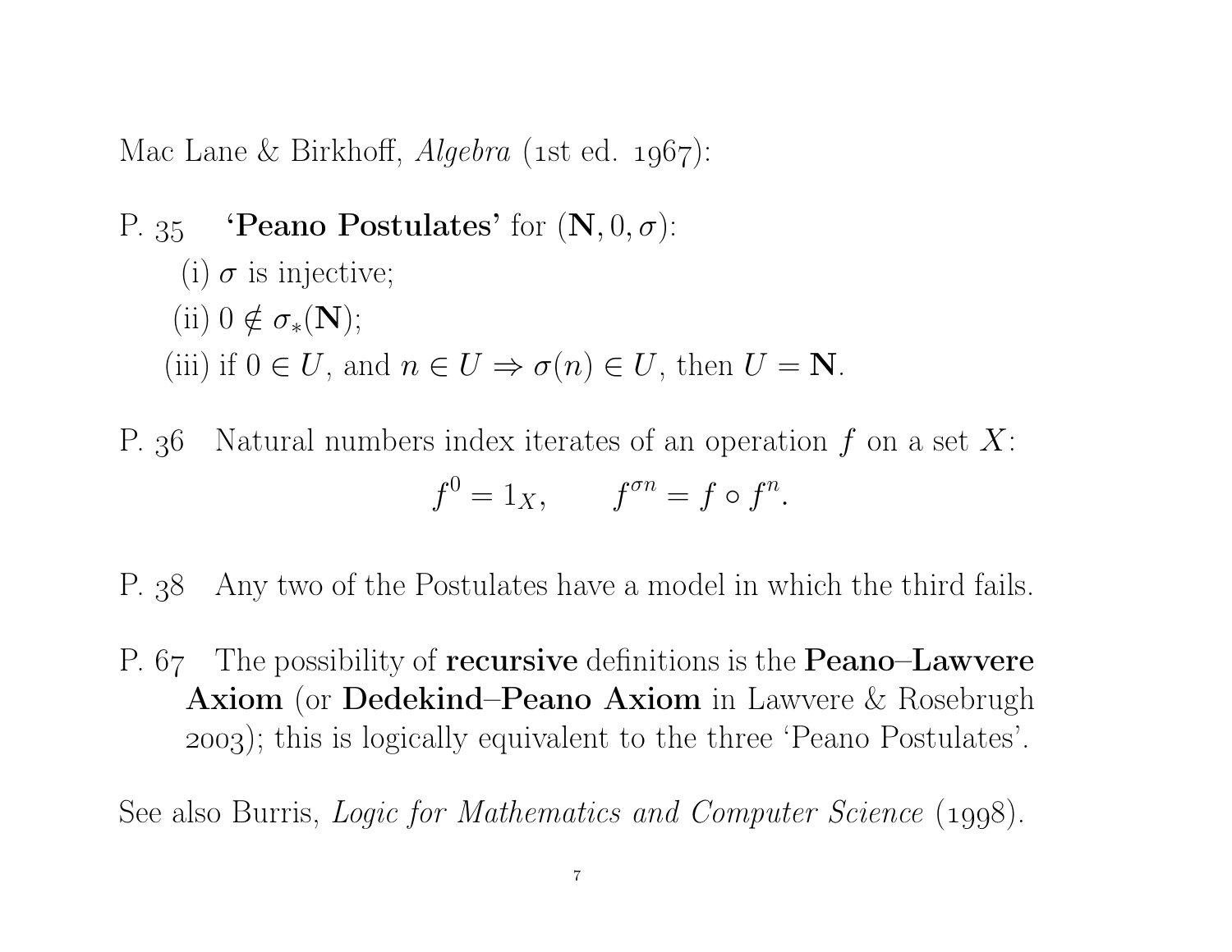Mac Lane & Birkhoff, *Algebra* (1st ed. 1967):

P. 35 **'Peano Postulates'** for $(\mathbf{N}, 0, \sigma)$:

(i) $\sigma$ is injective;

(ii) $0 \notin \sigma_*(\mathbf{N})$;

(iii) if $0 \in U$, and $n \in U \Rightarrow \sigma(n) \in U$, then $U = \mathbf{N}$.

P. 36 Natural numbers index iterates of an operation $f$ on a set $X$:

$$f^0 = 1_X, \qquad f^{\sigma n} = f \circ f^n.$$

P. 38 Any two of the Postulates have a model in which the third fails.

P. 67 The possibility of **recursive** definitions is the **Peano–Lawvere Axiom** (or **Dedekind–Peano Axiom** in Lawvere & Rosebrugh 2003); this is logically equivalent to the three 'Peano Postulates'.

See also Burris, *Logic for Mathematics and Computer Science* (1998).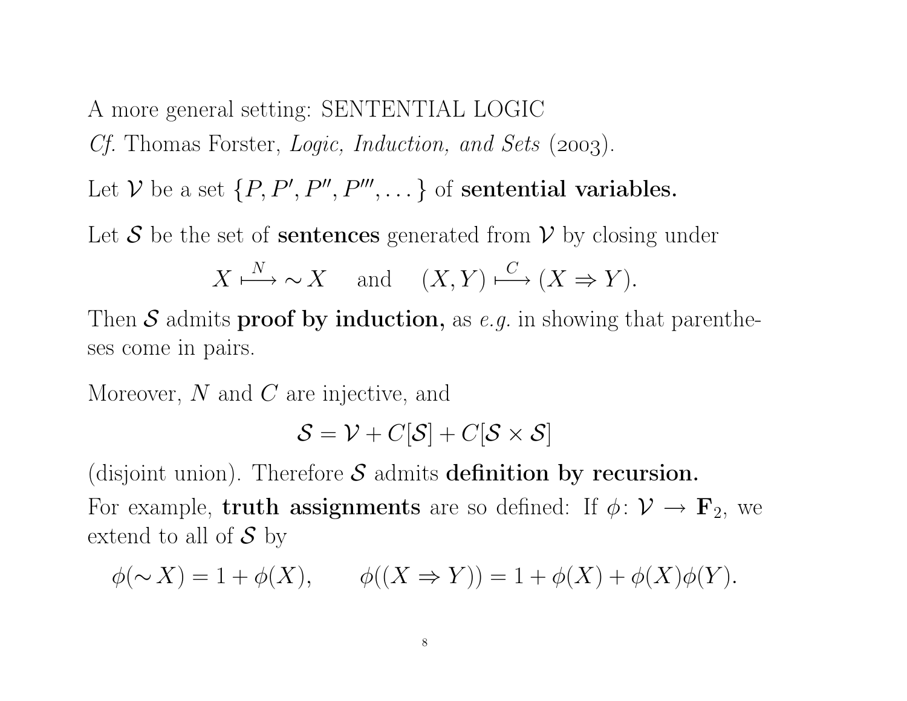A more general setting: SENTENTIAL LOGIC

*Cf.* Thomas Forster, *Logic, Induction, and Sets* (2003).

Let $\mathcal{V}$ be a set $\{P, P', P'', P''', \dots\}$ of **sentential variables.**

Let $\mathcal{S}$ be the set of **sentences** generated from $\mathcal{V}$ by closing under

$$X \stackrel{N}{\longmapsto} \sim X \quad \text{and} \quad (X, Y) \stackrel{C}{\longmapsto} (X \Rightarrow Y).$$

Then $\mathcal{S}$ admits **proof by induction,** as *e.g.* in showing that parentheses come in pairs.

Moreover, $N$ and $C$ are injective, and

$$\mathcal{S} = \mathcal{V} + C[\mathcal{S}] + C[\mathcal{S} \times \mathcal{S}]$$

(disjoint union). Therefore $\mathcal{S}$ admits **definition by recursion.**
For example, **truth assignments** are so defined: If $\phi\colon \mathcal{V} \to \mathbf{F}_2$, we extend to all of $\mathcal{S}$ by

$$\phi(\sim X) = 1 + \phi(X), \qquad \phi((X \Rightarrow Y)) = 1 + \phi(X) + \phi(X)\phi(Y).$$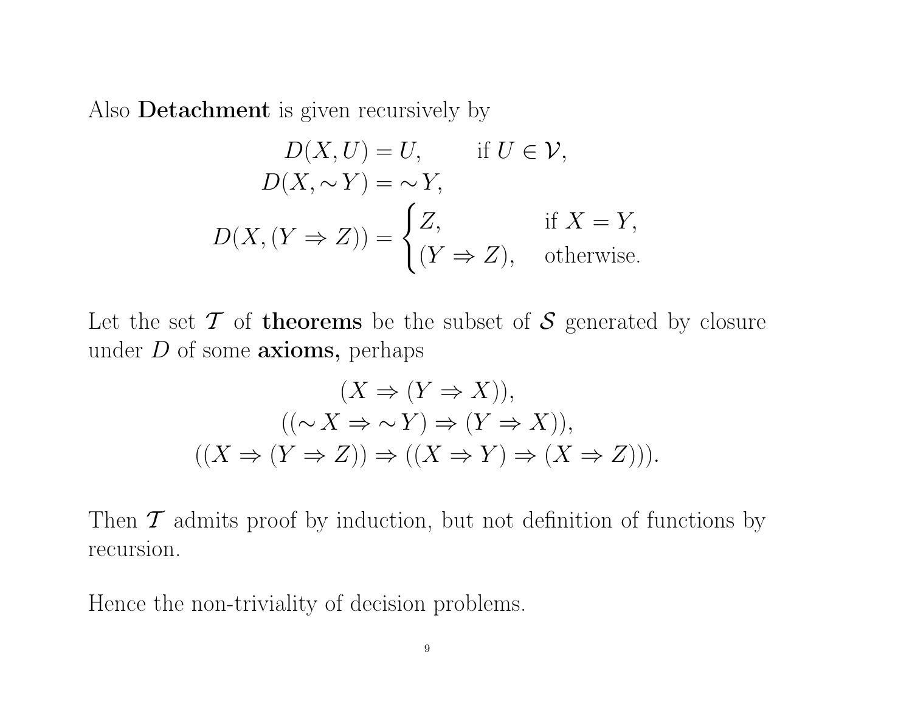Also **Detachment** is given recursively by

$$
\begin{aligned}
D(X, U) &= U, \qquad \text{if } U \in \mathcal{V}, \\
D(X, \sim Y) &= \sim Y, \\
D(X, (Y \Rightarrow Z)) &= \begin{cases} Z, & \text{if } X = Y, \\ (Y \Rightarrow Z), & \text{otherwise.} \end{cases}
\end{aligned}
$$

Let the set $\mathcal{T}$ of **theorems** be the subset of $\mathcal{S}$ generated by closure under $D$ of some **axioms,** perhaps

$$
\begin{gathered}
(X \Rightarrow (Y \Rightarrow X)), \\
((\sim X \Rightarrow \sim Y) \Rightarrow (Y \Rightarrow X)), \\
((X \Rightarrow (Y \Rightarrow Z)) \Rightarrow ((X \Rightarrow Y) \Rightarrow (X \Rightarrow Z))).
\end{gathered}
$$

Then $\mathcal{T}$ admits proof by induction, but not definition of functions by recursion.

Hence the non-triviality of decision problems.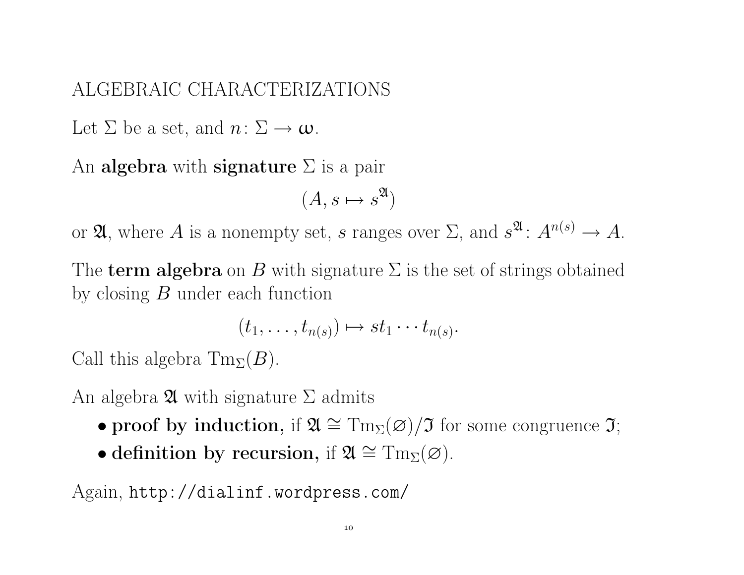ALGEBRAIC CHARACTERIZATIONS

Let $\Sigma$ be a set, and $n\colon \Sigma \to \boldsymbol{\omega}$.

An **algebra** with **signature** $\Sigma$ is a pair

$$(A, s \mapsto s^{\mathfrak{A}})$$

or $\mathfrak{A}$, where $A$ is a nonempty set, $s$ ranges over $\Sigma$, and $s^{\mathfrak{A}}\colon A^{n(s)} \to A$.

The **term algebra** on $B$ with signature $\Sigma$ is the set of strings obtained by closing $B$ under each function

$$(t_1, \dots, t_{n(s)}) \mapsto s t_1 \cdots t_{n(s)}.$$

Call this algebra $\mathrm{Tm}_\Sigma(B)$.

An algebra $\mathfrak{A}$ with signature $\Sigma$ admits

- **proof by induction,** if $\mathfrak{A} \cong \mathrm{Tm}_\Sigma(\varnothing)/\mathfrak{I}$ for some congruence $\mathfrak{I}$;
- **definition by recursion,** if $\mathfrak{A} \cong \mathrm{Tm}_\Sigma(\varnothing)$.

Again, `http://dialinf.wordpress.com/`